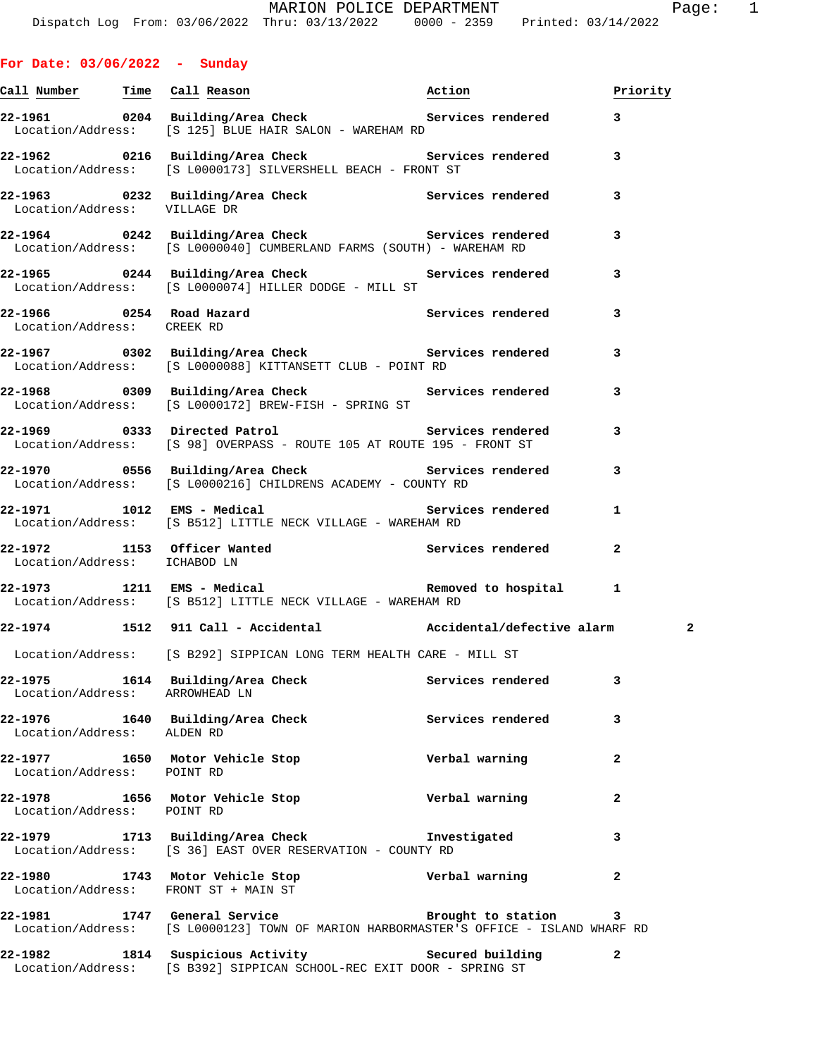# MARION POLICE DEPARTMENT

Dispatch Log From: 03/06/2022 Thru: 03/13/2022 0000 - 2359 Printed: 03/14/2022

## For Date: 03/06/2022 - Sunday

| Call Number | Time | Call Reason | Action | Priority |
|---|---|---|---|---|
| 22-1961 | 0204 | Building/Area Check | Services rendered | 3 |
| Location/Address: | | [S 125] BLUE HAIR SALON - WAREHAM RD | | |
| 22-1962 | 0216 | Building/Area Check | Services rendered | 3 |
| Location/Address: | | [S L0000173] SILVERSHELL BEACH - FRONT ST | | |
| 22-1963 | 0232 | Building/Area Check | Services rendered | 3 |
| Location/Address: | | VILLAGE DR | | |
| 22-1964 | 0242 | Building/Area Check | Services rendered | 3 |
| Location/Address: | | [S L0000040] CUMBERLAND FARMS (SOUTH) - WAREHAM RD | | |
| 22-1965 | 0244 | Building/Area Check | Services rendered | 3 |
| Location/Address: | | [S L0000074] HILLER DODGE - MILL ST | | |
| 22-1966 | 0254 | Road Hazard | Services rendered | 3 |
| Location/Address: | | CREEK RD | | |
| 22-1967 | 0302 | Building/Area Check | Services rendered | 3 |
| Location/Address: | | [S L0000088] KITTANSETT CLUB - POINT RD | | |
| 22-1968 | 0309 | Building/Area Check | Services rendered | 3 |
| Location/Address: | | [S L0000172] BREW-FISH - SPRING ST | | |
| 22-1969 | 0333 | Directed Patrol | Services rendered | 3 |
| Location/Address: | | [S 98] OVERPASS - ROUTE 105 AT ROUTE 195 - FRONT ST | | |
| 22-1970 | 0556 | Building/Area Check | Services rendered | 3 |
| Location/Address: | | [S L0000216] CHILDRENS ACADEMY - COUNTY RD | | |
| 22-1971 | 1012 | EMS - Medical | Services rendered | 1 |
| Location/Address: | | [S B512] LITTLE NECK VILLAGE - WAREHAM RD | | |
| 22-1972 | 1153 | Officer Wanted | Services rendered | 2 |
| Location/Address: | | ICHABOD LN | | |
| 22-1973 | 1211 | EMS - Medical | Removed to hospital | 1 |
| Location/Address: | | [S B512] LITTLE NECK VILLAGE - WAREHAM RD | | |
| 22-1974 | 1512 | 911 Call - Accidental | Accidental/defective alarm | 2 |
| Location/Address: | | [S B292] SIPPICAN LONG TERM HEALTH CARE - MILL ST | | |
| 22-1975 | 1614 | Building/Area Check | Services rendered | 3 |
| Location/Address: | | ARROWHEAD LN | | |
| 22-1976 | 1640 | Building/Area Check | Services rendered | 3 |
| Location/Address: | | ALDEN RD | | |
| 22-1977 | 1650 | Motor Vehicle Stop | Verbal warning | 2 |
| Location/Address: | | POINT RD | | |
| 22-1978 | 1656 | Motor Vehicle Stop | Verbal warning | 2 |
| Location/Address: | | POINT RD | | |
| 22-1979 | 1713 | Building/Area Check | Investigated | 3 |
| Location/Address: | | [S 36] EAST OVER RESERVATION - COUNTY RD | | |
| 22-1980 | 1743 | Motor Vehicle Stop | Verbal warning | 2 |
| Location/Address: | | FRONT ST + MAIN ST | | |
| 22-1981 | 1747 | General Service | Brought to station | 3 |
| Location/Address: | | [S L0000123] TOWN OF MARION HARBORMASTER'S OFFICE - ISLAND WHARF RD | | |
| 22-1982 | 1814 | Suspicious Activity | Secured building | 2 |
| Location/Address: | | [S B392] SIPPICAN SCHOOL-REC EXIT DOOR - SPRING ST | | |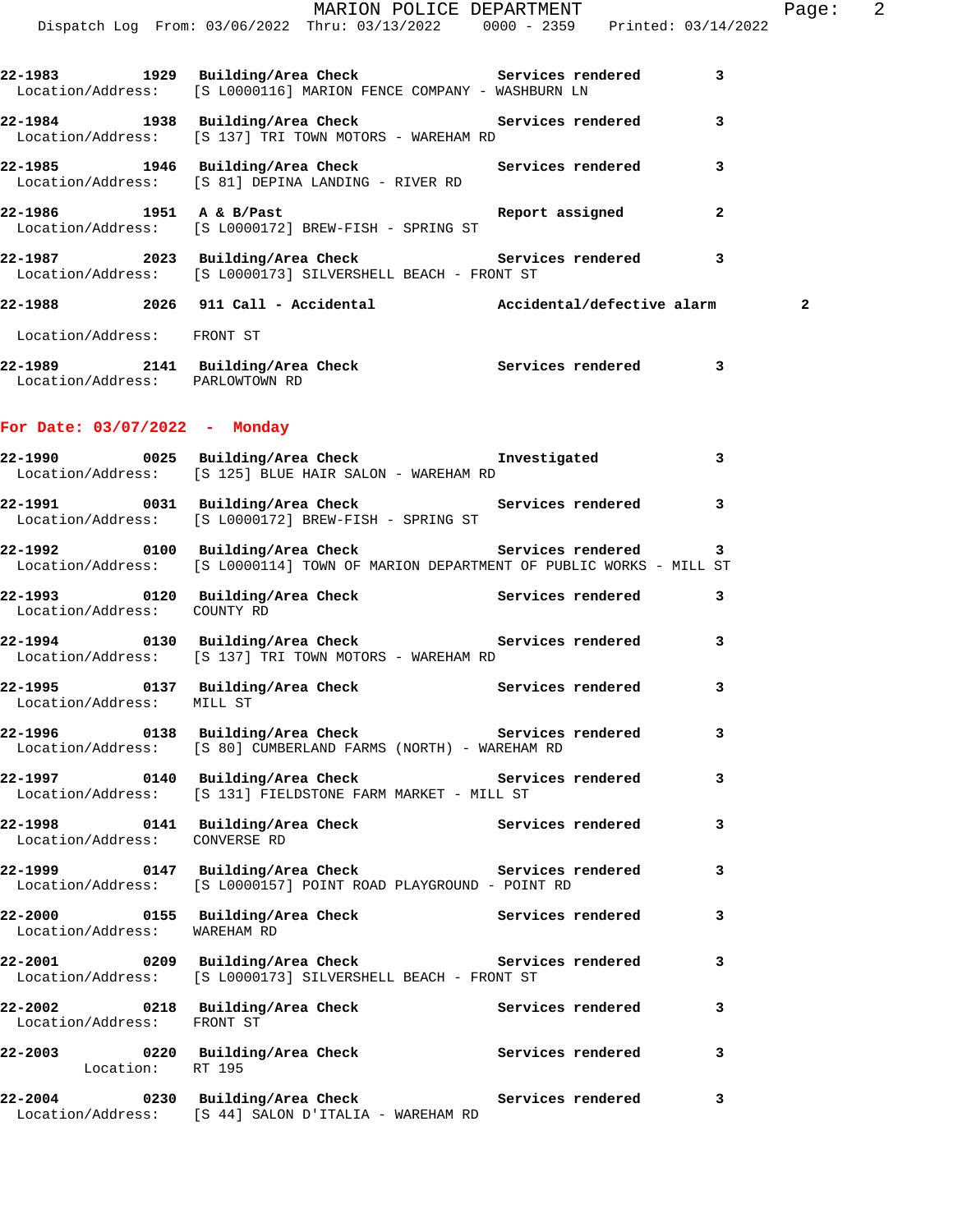**22-1983 1929 Building/Area Check Services rendered 3**
Location/Address: [S L0000116] MARION FENCE COMPANY - WASHBURN LN

**22-1984 1938 Building/Area Check Services rendered 3**
Location/Address: [S 137] TRI TOWN MOTORS - WAREHAM RD

**22-1985 1946 Building/Area Check Services rendered 3**
Location/Address: [S 81] DEPINA LANDING - RIVER RD

**22-1986 1951 A & B/Past Report assigned 2**
Location/Address: [S L0000172] BREW-FISH - SPRING ST

**22-1987 2023 Building/Area Check Services rendered 3**
Location/Address: [S L0000173] SILVERSHELL BEACH - FRONT ST

**22-1988 2026 911 Call - Accidental Accidental/defective alarm 2**
Location/Address: FRONT ST

**22-1989 2141 Building/Area Check Services rendered 3**
Location/Address: PARLOWTOWN RD

## For Date: 03/07/2022 - Monday

**22-1990 0025 Building/Area Check Investigated 3**
Location/Address: [S 125] BLUE HAIR SALON - WAREHAM RD

**22-1991 0031 Building/Area Check Services rendered 3**
Location/Address: [S L0000172] BREW-FISH - SPRING ST

**22-1992 0100 Building/Area Check Services rendered 3**
Location/Address: [S L0000114] TOWN OF MARION DEPARTMENT OF PUBLIC WORKS - MILL ST

**22-1993 0120 Building/Area Check Services rendered 3**
Location/Address: COUNTY RD

**22-1994 0130 Building/Area Check Services rendered 3**
Location/Address: [S 137] TRI TOWN MOTORS - WAREHAM RD

**22-1995 0137 Building/Area Check Services rendered 3**
Location/Address: MILL ST

**22-1996 0138 Building/Area Check Services rendered 3**
Location/Address: [S 80] CUMBERLAND FARMS (NORTH) - WAREHAM RD

**22-1997 0140 Building/Area Check Services rendered 3**
Location/Address: [S 131] FIELDSTONE FARM MARKET - MILL ST

**22-1998 0141 Building/Area Check Services rendered 3**
Location/Address: CONVERSE RD

**22-1999 0147 Building/Area Check Services rendered 3**
Location/Address: [S L0000157] POINT ROAD PLAYGROUND - POINT RD

**22-2000 0155 Building/Area Check Services rendered 3**
Location/Address: WAREHAM RD

**22-2001 0209 Building/Area Check Services rendered 3**
Location/Address: [S L0000173] SILVERSHELL BEACH - FRONT ST

**22-2002 0218 Building/Area Check Services rendered 3**
Location/Address: FRONT ST

**22-2003 0220 Building/Area Check Services rendered 3**
Location: RT 195

**22-2004 0230 Building/Area Check Services rendered 3**
Location/Address: [S 44] SALON D'ITALIA - WAREHAM RD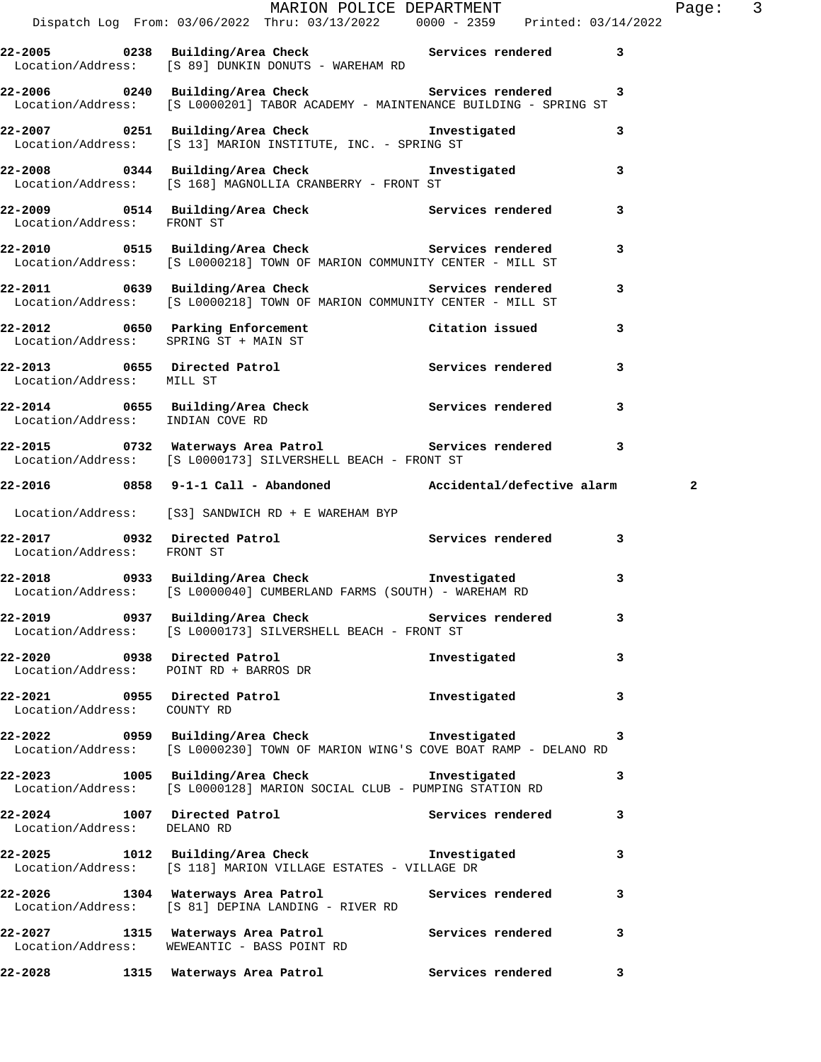MARION POLICE DEPARTMENT

Dispatch Log From: 03/06/2022 Thru: 03/13/2022 0000 - 2359 Printed: 03/14/2022

**22-2005 0238 Building/Area Check Services rendered 3**
Location/Address: [S 89] DUNKIN DONUTS - WAREHAM RD

**22-2006 0240 Building/Area Check Services rendered 3**
Location/Address: [S L0000201] TABOR ACADEMY - MAINTENANCE BUILDING - SPRING ST

**22-2007 0251 Building/Area Check Investigated 3**
Location/Address: [S 13] MARION INSTITUTE, INC. - SPRING ST

**22-2008 0344 Building/Area Check Investigated 3**
Location/Address: [S 168] MAGNOLLIA CRANBERRY - FRONT ST

**22-2009 0514 Building/Area Check Services rendered 3**
Location/Address: FRONT ST

**22-2010 0515 Building/Area Check Services rendered 3**
Location/Address: [S L0000218] TOWN OF MARION COMMUNITY CENTER - MILL ST

**22-2011 0639 Building/Area Check Services rendered 3**
Location/Address: [S L0000218] TOWN OF MARION COMMUNITY CENTER - MILL ST

**22-2012 0650 Parking Enforcement Citation issued 3**
Location/Address: SPRING ST + MAIN ST

**22-2013 0655 Directed Patrol Services rendered 3**
Location/Address: MILL ST

**22-2014 0655 Building/Area Check Services rendered 3**
Location/Address: INDIAN COVE RD

**22-2015 0732 Waterways Area Patrol Services rendered 3**
Location/Address: [S L0000173] SILVERSHELL BEACH - FRONT ST

**22-2016 0858 9-1-1 Call - Abandoned Accidental/defective alarm 2**

Location/Address: [S3] SANDWICH RD + E WAREHAM BYP

**22-2017 0932 Directed Patrol Services rendered 3**
Location/Address: FRONT ST

**22-2018 0933 Building/Area Check Investigated 3**
Location/Address: [S L0000040] CUMBERLAND FARMS (SOUTH) - WAREHAM RD

**22-2019 0937 Building/Area Check Services rendered 3**
Location/Address: [S L0000173] SILVERSHELL BEACH - FRONT ST

**22-2020 0938 Directed Patrol Investigated 3**
Location/Address: POINT RD + BARROS DR

**22-2021 0955 Directed Patrol Investigated 3**
Location/Address: COUNTY RD

**22-2022 0959 Building/Area Check Investigated 3**
Location/Address: [S L0000230] TOWN OF MARION WING'S COVE BOAT RAMP - DELANO RD

**22-2023 1005 Building/Area Check Investigated 3**
Location/Address: [S L0000128] MARION SOCIAL CLUB - PUMPING STATION RD

**22-2024 1007 Directed Patrol Services rendered 3**
Location/Address: DELANO RD

**22-2025 1012 Building/Area Check Investigated 3**
Location/Address: [S 118] MARION VILLAGE ESTATES - VILLAGE DR

**22-2026 1304 Waterways Area Patrol Services rendered 3**
Location/Address: [S 81] DEPINA LANDING - RIVER RD

**22-2027 1315 Waterways Area Patrol Services rendered 3**
Location/Address: WEWEANTIC - BASS POINT RD

**22-2028 1315 Waterways Area Patrol Services rendered 3**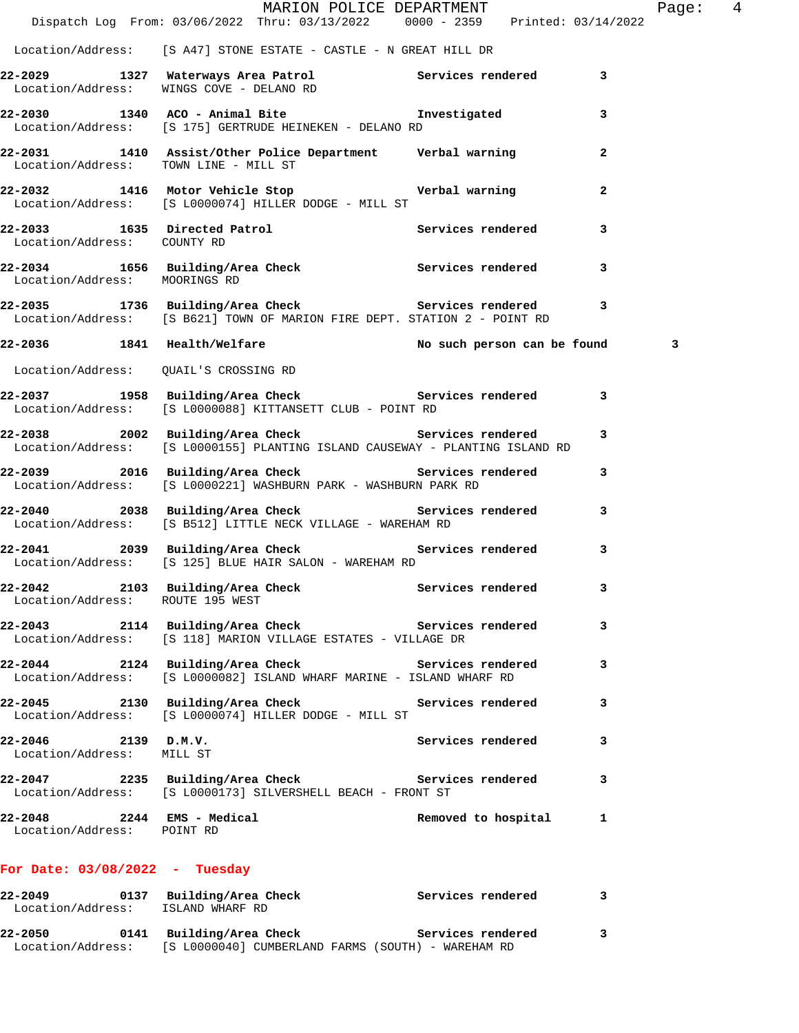Location/Address: [S A47] STONE ESTATE - CASTLE - N GREAT HILL DR

**22-2029 1327 Waterways Area Patrol** Services rendered 3
Location/Address: WINGS COVE - DELANO RD

**22-2030 1340 ACO - Animal Bite** Investigated 3
Location/Address: [S 175] GERTRUDE HEINEKEN - DELANO RD

**22-2031 1410 Assist/Other Police Department** Verbal warning 2
Location/Address: TOWN LINE - MILL ST

**22-2032 1416 Motor Vehicle Stop** Verbal warning 2
Location/Address: [S L0000074] HILLER DODGE - MILL ST

**22-2033 1635 Directed Patrol** Services rendered 3
Location/Address: COUNTY RD

**22-2034 1656 Building/Area Check** Services rendered 3
Location/Address: MOORINGS RD

**22-2035 1736 Building/Area Check** Services rendered 3
Location/Address: [S B621] TOWN OF MARION FIRE DEPT. STATION 2 - POINT RD

**22-2036 1841 Health/Welfare** No such person can be found 3
Location/Address: QUAIL'S CROSSING RD

**22-2037 1958 Building/Area Check** Services rendered 3
Location/Address: [S L0000088] KITTANSETT CLUB - POINT RD

**22-2038 2002 Building/Area Check** Services rendered 3
Location/Address: [S L0000155] PLANTING ISLAND CAUSEWAY - PLANTING ISLAND RD

**22-2039 2016 Building/Area Check** Services rendered 3
Location/Address: [S L0000221] WASHBURN PARK - WASHBURN PARK RD

**22-2040 2038 Building/Area Check** Services rendered 3
Location/Address: [S B512] LITTLE NECK VILLAGE - WAREHAM RD

**22-2041 2039 Building/Area Check** Services rendered 3
Location/Address: [S 125] BLUE HAIR SALON - WAREHAM RD

**22-2042 2103 Building/Area Check** Services rendered 3
Location/Address: ROUTE 195 WEST

**22-2043 2114 Building/Area Check** Services rendered 3
Location/Address: [S 118] MARION VILLAGE ESTATES - VILLAGE DR

**22-2044 2124 Building/Area Check** Services rendered 3
Location/Address: [S L0000082] ISLAND WHARF MARINE - ISLAND WHARF RD

**22-2045 2130 Building/Area Check** Services rendered 3
Location/Address: [S L0000074] HILLER DODGE - MILL ST

**22-2046 2139 D.M.V.** Services rendered 3
Location/Address: MILL ST

**22-2047 2235 Building/Area Check** Services rendered 3
Location/Address: [S L0000173] SILVERSHELL BEACH - FRONT ST

**22-2048 2244 EMS - Medical** Removed to hospital 1
Location/Address: POINT RD

## For Date: 03/08/2022 - Tuesday

**22-2049 0137 Building/Area Check** Services rendered 3
Location/Address: ISLAND WHARF RD

**22-2050 0141 Building/Area Check** Services rendered 3
Location/Address: [S L0000040] CUMBERLAND FARMS (SOUTH) - WAREHAM RD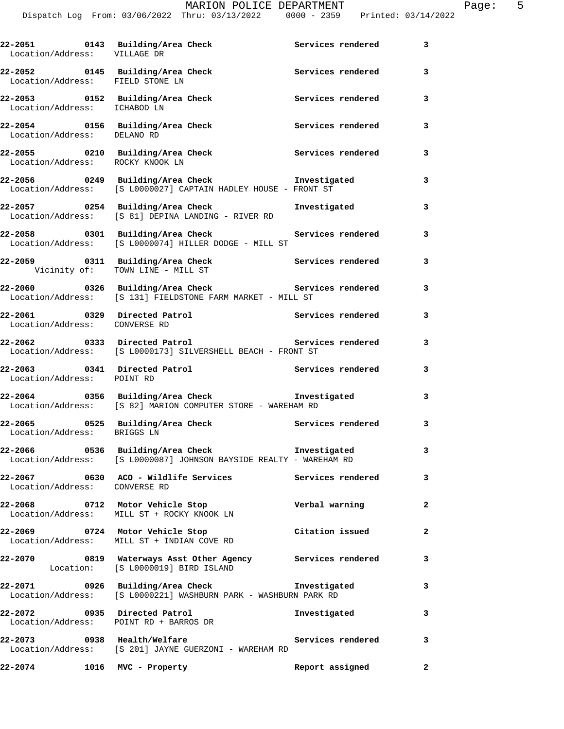**22-2051 0143 Building/Area Check Services rendered 3**
Location/Address: VILLAGE DR

**22-2052 0145 Building/Area Check Services rendered 3**
Location/Address: FIELD STONE LN

**22-2053 0152 Building/Area Check Services rendered 3**
Location/Address: ICHABOD LN

**22-2054 0156 Building/Area Check Services rendered 3**
Location/Address: DELANO RD

**22-2055 0210 Building/Area Check Services rendered 3**
Location/Address: ROCKY KNOOK LN

**22-2056 0249 Building/Area Check Investigated 3**
Location/Address: [S L0000027] CAPTAIN HADLEY HOUSE - FRONT ST

**22-2057 0254 Building/Area Check Investigated 3**
Location/Address: [S 81] DEPINA LANDING - RIVER RD

**22-2058 0301 Building/Area Check Services rendered 3**
Location/Address: [S L0000074] HILLER DODGE - MILL ST

**22-2059 0311 Building/Area Check Services rendered 3**
Vicinity of: TOWN LINE - MILL ST

**22-2060 0326 Building/Area Check Services rendered 3**
Location/Address: [S 131] FIELDSTONE FARM MARKET - MILL ST

**22-2061 0329 Directed Patrol Services rendered 3**
Location/Address: CONVERSE RD

**22-2062 0333 Directed Patrol Services rendered 3**
Location/Address: [S L0000173] SILVERSHELL BEACH - FRONT ST

**22-2063 0341 Directed Patrol Services rendered 3**
Location/Address: POINT RD

**22-2064 0356 Building/Area Check Investigated 3**
Location/Address: [S 82] MARION COMPUTER STORE - WAREHAM RD

**22-2065 0525 Building/Area Check Services rendered 3**
Location/Address: BRIGGS LN

**22-2066 0536 Building/Area Check Investigated 3**
Location/Address: [S L0000087] JOHNSON BAYSIDE REALTY - WAREHAM RD

**22-2067 0630 ACO - Wildlife Services Services rendered 3**
Location/Address: CONVERSE RD

**22-2068 0712 Motor Vehicle Stop Verbal warning 2**
Location/Address: MILL ST + ROCKY KNOOK LN

**22-2069 0724 Motor Vehicle Stop Citation issued 2**
Location/Address: MILL ST + INDIAN COVE RD

**22-2070 0819 Waterways Asst Other Agency Services rendered 3**
Location: [S L0000019] BIRD ISLAND

**22-2071 0926 Building/Area Check Investigated 3**
Location/Address: [S L0000221] WASHBURN PARK - WASHBURN PARK RD

**22-2072 0935 Directed Patrol Investigated 3**
Location/Address: POINT RD + BARROS DR

**22-2073 0938 Health/Welfare Services rendered 3**
Location/Address: [S 201] JAYNE GUERZONI - WAREHAM RD

**22-2074 1016 MVC - Property Report assigned 2**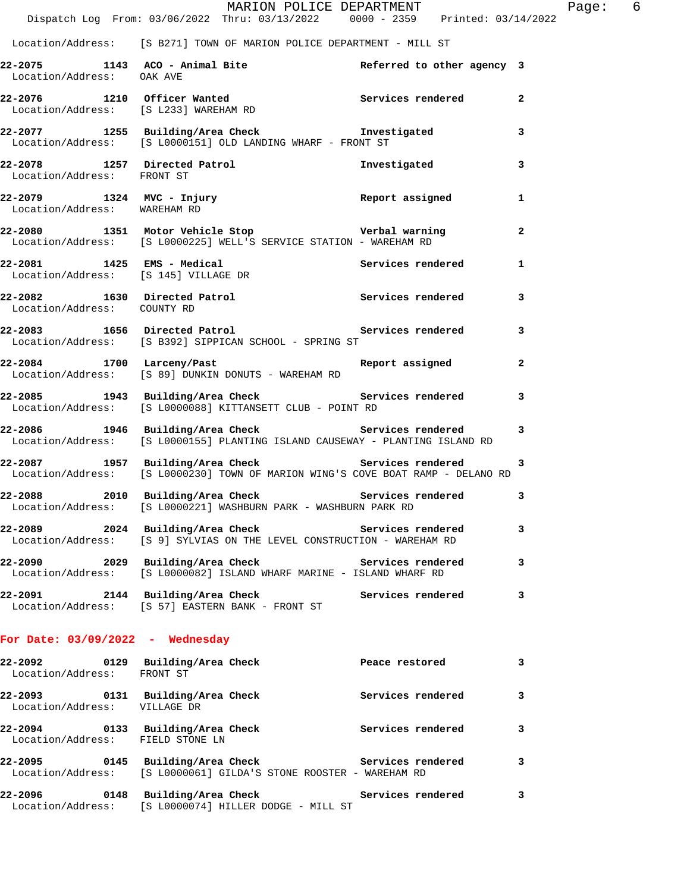Location/Address: [S B271] TOWN OF MARION POLICE DEPARTMENT - MILL ST

**22-2075 1143 ACO - Animal Bite** Referred to other agency 3
Location/Address: OAK AVE

**22-2076 1210 Officer Wanted** Services rendered 2
Location/Address: [S L233] WAREHAM RD

**22-2077 1255 Building/Area Check** Investigated 3
Location/Address: [S L0000151] OLD LANDING WHARF - FRONT ST

**22-2078 1257 Directed Patrol** Investigated 3
Location/Address: FRONT ST

**22-2079 1324 MVC - Injury** Report assigned 1
Location/Address: WAREHAM RD

**22-2080 1351 Motor Vehicle Stop** Verbal warning 2
Location/Address: [S L0000225] WELL'S SERVICE STATION - WAREHAM RD

**22-2081 1425 EMS - Medical** Services rendered 1
Location/Address: [S 145] VILLAGE DR

**22-2082 1630 Directed Patrol** Services rendered 3
Location/Address: COUNTY RD

**22-2083 1656 Directed Patrol** Services rendered 3
Location/Address: [S B392] SIPPICAN SCHOOL - SPRING ST

**22-2084 1700 Larceny/Past** Report assigned 2
Location/Address: [S 89] DUNKIN DONUTS - WAREHAM RD

**22-2085 1943 Building/Area Check** Services rendered 3
Location/Address: [S L0000088] KITTANSETT CLUB - POINT RD

**22-2086 1946 Building/Area Check** Services rendered 3
Location/Address: [S L0000155] PLANTING ISLAND CAUSEWAY - PLANTING ISLAND RD

**22-2087 1957 Building/Area Check** Services rendered 3
Location/Address: [S L0000230] TOWN OF MARION WING'S COVE BOAT RAMP - DELANO RD

**22-2088 2010 Building/Area Check** Services rendered 3
Location/Address: [S L0000221] WASHBURN PARK - WASHBURN PARK RD

**22-2089 2024 Building/Area Check** Services rendered 3
Location/Address: [S 9] SYLVIAS ON THE LEVEL CONSTRUCTION - WAREHAM RD

**22-2090 2029 Building/Area Check** Services rendered 3
Location/Address: [S L0000082] ISLAND WHARF MARINE - ISLAND WHARF RD

**22-2091 2144 Building/Area Check** Services rendered 3
Location/Address: [S 57] EASTERN BANK - FRONT ST

## For Date: 03/09/2022 - Wednesday

**22-2092 0129 Building/Area Check** Peace restored 3
Location/Address: FRONT ST

**22-2093 0131 Building/Area Check** Services rendered 3
Location/Address: VILLAGE DR

**22-2094 0133 Building/Area Check** Services rendered 3
Location/Address: FIELD STONE LN

**22-2095 0145 Building/Area Check** Services rendered 3
Location/Address: [S L0000061] GILDA'S STONE ROOSTER - WAREHAM RD

**22-2096 0148 Building/Area Check** Services rendered 3
Location/Address: [S L0000074] HILLER DODGE - MILL ST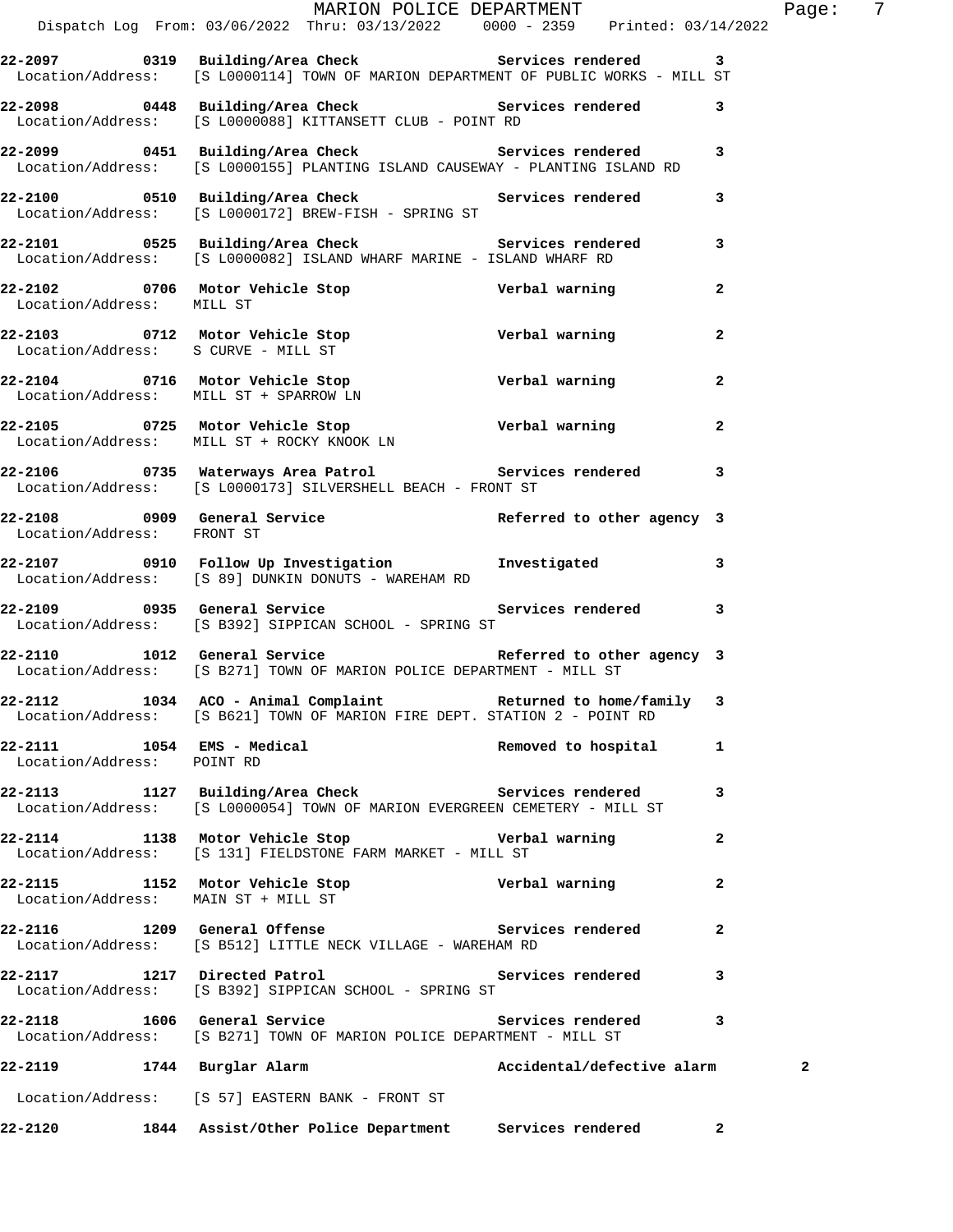**22-2097 0319 Building/Area Check Services rendered 3**
Location/Address: [S L0000114] TOWN OF MARION DEPARTMENT OF PUBLIC WORKS - MILL ST

**22-2098 0448 Building/Area Check Services rendered 3**
Location/Address: [S L0000088] KITTANSETT CLUB - POINT RD

**22-2099 0451 Building/Area Check Services rendered 3**
Location/Address: [S L0000155] PLANTING ISLAND CAUSEWAY - PLANTING ISLAND RD

**22-2100 0510 Building/Area Check Services rendered 3**
Location/Address: [S L0000172] BREW-FISH - SPRING ST

**22-2101 0525 Building/Area Check Services rendered 3**
Location/Address: [S L0000082] ISLAND WHARF MARINE - ISLAND WHARF RD

**22-2102 0706 Motor Vehicle Stop Verbal warning 2**
Location/Address: MILL ST

**22-2103 0712 Motor Vehicle Stop Verbal warning 2**
Location/Address: S CURVE - MILL ST

**22-2104 0716 Motor Vehicle Stop Verbal warning 2**
Location/Address: MILL ST + SPARROW LN

**22-2105 0725 Motor Vehicle Stop Verbal warning 2**
Location/Address: MILL ST + ROCKY KNOOK LN

**22-2106 0735 Waterways Area Patrol Services rendered 3**
Location/Address: [S L0000173] SILVERSHELL BEACH - FRONT ST

**22-2108 0909 General Service Referred to other agency 3**
Location/Address: FRONT ST

**22-2107 0910 Follow Up Investigation Investigated 3**
Location/Address: [S 89] DUNKIN DONUTS - WAREHAM RD

**22-2109 0935 General Service Services rendered 3**
Location/Address: [S B392] SIPPICAN SCHOOL - SPRING ST

**22-2110 1012 General Service Referred to other agency 3**
Location/Address: [S B271] TOWN OF MARION POLICE DEPARTMENT - MILL ST

**22-2112 1034 ACO - Animal Complaint Returned to home/family 3**
Location/Address: [S B621] TOWN OF MARION FIRE DEPT. STATION 2 - POINT RD

**22-2111 1054 EMS - Medical Removed to hospital 1**
Location/Address: POINT RD

**22-2113 1127 Building/Area Check Services rendered 3**
Location/Address: [S L0000054] TOWN OF MARION EVERGREEN CEMETERY - MILL ST

**22-2114 1138 Motor Vehicle Stop Verbal warning 2**
Location/Address: [S 131] FIELDSTONE FARM MARKET - MILL ST

**22-2115 1152 Motor Vehicle Stop Verbal warning 2**
Location/Address: MAIN ST + MILL ST

**22-2116 1209 General Offense Services rendered 2**
Location/Address: [S B512] LITTLE NECK VILLAGE - WAREHAM RD

**22-2117 1217 Directed Patrol Services rendered 3**
Location/Address: [S B392] SIPPICAN SCHOOL - SPRING ST

**22-2118 1606 General Service Services rendered 3**
Location/Address: [S B271] TOWN OF MARION POLICE DEPARTMENT - MILL ST

**22-2119 1744 Burglar Alarm Accidental/defective alarm 2**

Location/Address: [S 57] EASTERN BANK - FRONT ST

**22-2120 1844 Assist/Other Police Department Services rendered 2**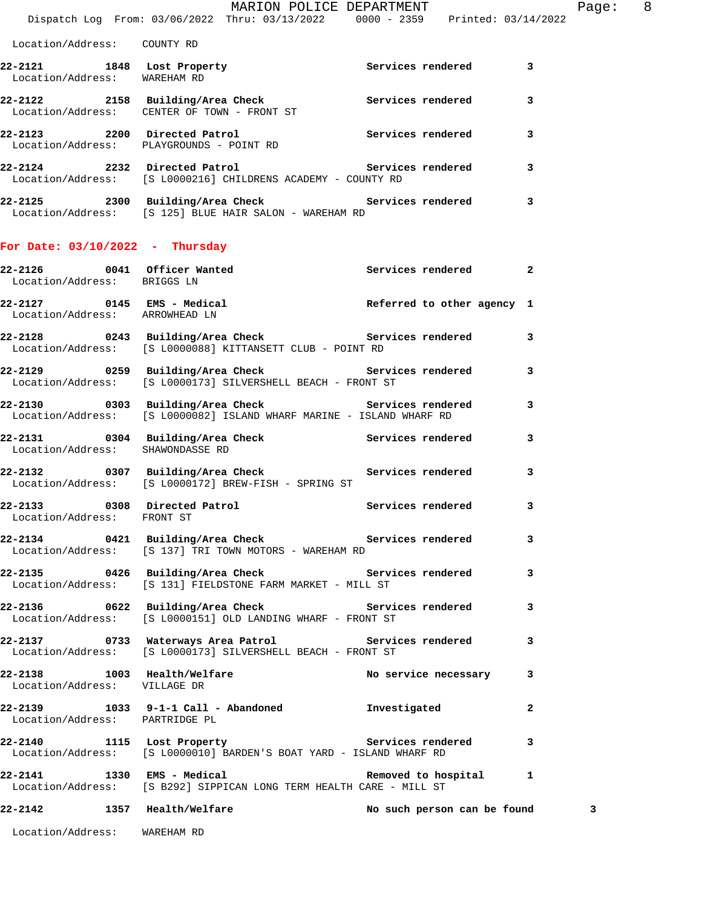Location/Address: COUNTY RD

| Call # | Time | Call Type | Action | Priority |
|---|---|---|---|---|
| 22-2121 | 1848 | Lost Property | Services rendered | 3 |
| | | Location/Address: WAREHAM RD | | |
| 22-2122 | 2158 | Building/Area Check | Services rendered | 3 |
| | | Location/Address: CENTER OF TOWN - FRONT ST | | |
| 22-2123 | 2200 | Directed Patrol | Services rendered | 3 |
| | | Location/Address: PLAYGROUNDS - POINT RD | | |
| 22-2124 | 2232 | Directed Patrol | Services rendered | 3 |
| | | Location/Address: [S L0000216] CHILDRENS ACADEMY - COUNTY RD | | |
| 22-2125 | 2300 | Building/Area Check | Services rendered | 3 |
| | | Location/Address: [S 125] BLUE HAIR SALON - WAREHAM RD | | |

**For Date: 03/10/2022 - Thursday**

| Call # | Time | Call Type | Action | Priority |
|---|---|---|---|---|
| 22-2126 | 0041 | Officer Wanted | Services rendered | 2 |
| | | Location/Address: BRIGGS LN | | |
| 22-2127 | 0145 | EMS - Medical | Referred to other agency | 1 |
| | | Location/Address: ARROWHEAD LN | | |
| 22-2128 | 0243 | Building/Area Check | Services rendered | 3 |
| | | Location/Address: [S L0000088] KITTANSETT CLUB - POINT RD | | |
| 22-2129 | 0259 | Building/Area Check | Services rendered | 3 |
| | | Location/Address: [S L0000173] SILVERSHELL BEACH - FRONT ST | | |
| 22-2130 | 0303 | Building/Area Check | Services rendered | 3 |
| | | Location/Address: [S L0000082] ISLAND WHARF MARINE - ISLAND WHARF RD | | |
| 22-2131 | 0304 | Building/Area Check | Services rendered | 3 |
| | | Location/Address: SHAWONDASSE RD | | |
| 22-2132 | 0307 | Building/Area Check | Services rendered | 3 |
| | | Location/Address: [S L0000172] BREW-FISH - SPRING ST | | |
| 22-2133 | 0308 | Directed Patrol | Services rendered | 3 |
| | | Location/Address: FRONT ST | | |
| 22-2134 | 0421 | Building/Area Check | Services rendered | 3 |
| | | Location/Address: [S 137] TRI TOWN MOTORS - WAREHAM RD | | |
| 22-2135 | 0426 | Building/Area Check | Services rendered | 3 |
| | | Location/Address: [S 131] FIELDSTONE FARM MARKET - MILL ST | | |
| 22-2136 | 0622 | Building/Area Check | Services rendered | 3 |
| | | Location/Address: [S L0000151] OLD LANDING WHARF - FRONT ST | | |
| 22-2137 | 0733 | Waterways Area Patrol | Services rendered | 3 |
| | | Location/Address: [S L0000173] SILVERSHELL BEACH - FRONT ST | | |
| 22-2138 | 1003 | Health/Welfare | No service necessary | 3 |
| | | Location/Address: VILLAGE DR | | |
| 22-2139 | 1033 | 9-1-1 Call - Abandoned | Investigated | 2 |
| | | Location/Address: PARTRIDGE PL | | |
| 22-2140 | 1115 | Lost Property | Services rendered | 3 |
| | | Location/Address: [S L0000010] BARDEN'S BOAT YARD - ISLAND WHARF RD | | |
| 22-2141 | 1330 | EMS - Medical | Removed to hospital | 1 |
| | | Location/Address: [S B292] SIPPICAN LONG TERM HEALTH CARE - MILL ST | | |
| 22-2142 | 1357 | Health/Welfare | No such person can be found | 3 |
| | | Location/Address: WAREHAM RD | | |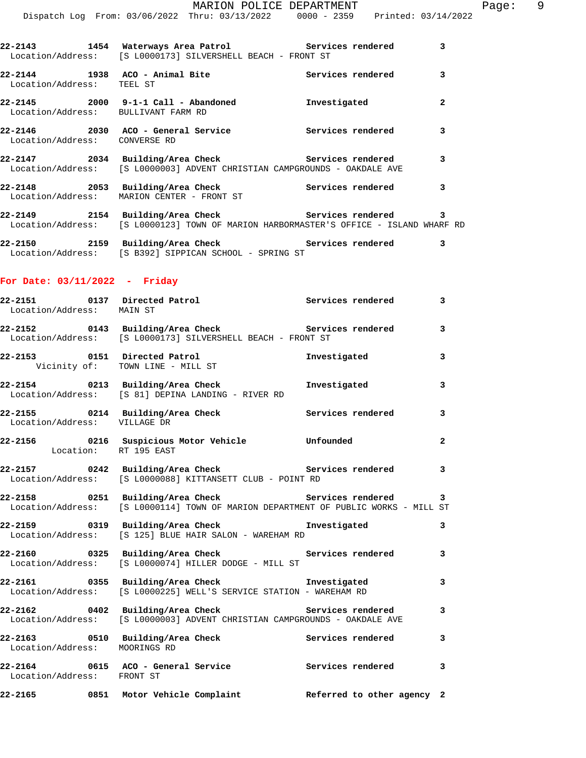22-2143 1454 **Waterways Area Patrol** Services rendered 3
Location/Address: [S L0000173] SILVERSHELL BEACH - FRONT ST

22-2144 1938 **ACO - Animal Bite** Services rendered 3
Location/Address: TEEL ST

22-2145 2000 **9-1-1 Call - Abandoned** Investigated 2
Location/Address: BULLIVANT FARM RD

22-2146 2030 **ACO - General Service** Services rendered 3
Location/Address: CONVERSE RD

22-2147 2034 **Building/Area Check** Services rendered 3
Location/Address: [S L0000003] ADVENT CHRISTIAN CAMPGROUNDS - OAKDALE AVE

22-2148 2053 **Building/Area Check** Services rendered 3
Location/Address: MARION CENTER - FRONT ST

22-2149 2154 **Building/Area Check** Services rendered 3
Location/Address: [S L0000123] TOWN OF MARION HARBORMASTER'S OFFICE - ISLAND WHARF RD

22-2150 2159 **Building/Area Check** Services rendered 3
Location/Address: [S B392] SIPPICAN SCHOOL - SPRING ST

## For Date: 03/11/2022 - Friday

22-2151 0137 **Directed Patrol** Services rendered 3
Location/Address: MAIN ST

22-2152 0143 **Building/Area Check** Services rendered 3
Location/Address: [S L0000173] SILVERSHELL BEACH - FRONT ST

22-2153 0151 **Directed Patrol** Investigated 3
Vicinity of: TOWN LINE - MILL ST

22-2154 0213 **Building/Area Check** Investigated 3
Location/Address: [S 81] DEPINA LANDING - RIVER RD

22-2155 0214 **Building/Area Check** Services rendered 3
Location/Address: VILLAGE DR

22-2156 0216 **Suspicious Motor Vehicle** Unfounded 2
Location: RT 195 EAST

22-2157 0242 **Building/Area Check** Services rendered 3
Location/Address: [S L0000088] KITTANSETT CLUB - POINT RD

22-2158 0251 **Building/Area Check** Services rendered 3
Location/Address: [S L0000114] TOWN OF MARION DEPARTMENT OF PUBLIC WORKS - MILL ST

22-2159 0319 **Building/Area Check** Investigated 3
Location/Address: [S 125] BLUE HAIR SALON - WAREHAM RD

22-2160 0325 **Building/Area Check** Services rendered 3
Location/Address: [S L0000074] HILLER DODGE - MILL ST

22-2161 0355 **Building/Area Check** Investigated 3
Location/Address: [S L0000225] WELL'S SERVICE STATION - WAREHAM RD

22-2162 0402 **Building/Area Check** Services rendered 3
Location/Address: [S L0000003] ADVENT CHRISTIAN CAMPGROUNDS - OAKDALE AVE

22-2163 0510 **Building/Area Check** Services rendered 3
Location/Address: MOORINGS RD

22-2164 0615 **ACO - General Service** Services rendered 3
Location/Address: FRONT ST

22-2165 0851 **Motor Vehicle Complaint** Referred to other agency 2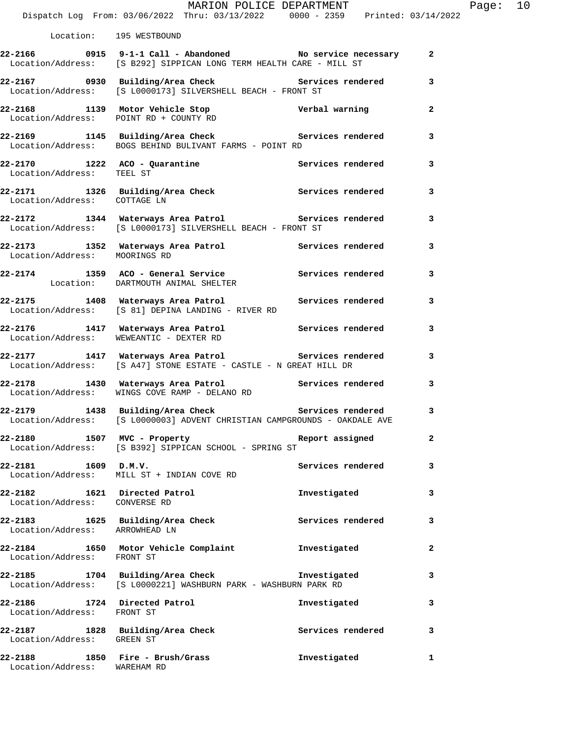Location: 195 WESTBOUND

**22-2166 0915 9-1-1 Call - Abandoned** No service necessary 2
Location/Address: [S B292] SIPPICAN LONG TERM HEALTH CARE - MILL ST

**22-2167 0930 Building/Area Check** Services rendered 3
Location/Address: [S L0000173] SILVERSHELL BEACH - FRONT ST

**22-2168 1139 Motor Vehicle Stop** Verbal warning 2
Location/Address: POINT RD + COUNTY RD

**22-2169 1145 Building/Area Check** Services rendered 3
Location/Address: BOGS BEHIND BULIVANT FARMS - POINT RD

**22-2170 1222 ACO - Quarantine** Services rendered 3
Location/Address: TEEL ST

**22-2171 1326 Building/Area Check** Services rendered 3
Location/Address: COTTAGE LN

**22-2172 1344 Waterways Area Patrol** Services rendered 3
Location/Address: [S L0000173] SILVERSHELL BEACH - FRONT ST

**22-2173 1352 Waterways Area Patrol** Services rendered 3
Location/Address: MOORINGS RD

**22-2174 1359 ACO - General Service** Services rendered 3
Location: DARTMOUTH ANIMAL SHELTER

**22-2175 1408 Waterways Area Patrol** Services rendered 3
Location/Address: [S 81] DEPINA LANDING - RIVER RD

**22-2176 1417 Waterways Area Patrol** Services rendered 3
Location/Address: WEWEANTIC - DEXTER RD

**22-2177 1417 Waterways Area Patrol** Services rendered 3
Location/Address: [S A47] STONE ESTATE - CASTLE - N GREAT HILL DR

**22-2178 1430 Waterways Area Patrol** Services rendered 3
Location/Address: WINGS COVE RAMP - DELANO RD

**22-2179 1438 Building/Area Check** Services rendered 3
Location/Address: [S L0000003] ADVENT CHRISTIAN CAMPGROUNDS - OAKDALE AVE

**22-2180 1507 MVC - Property** Report assigned 2
Location/Address: [S B392] SIPPICAN SCHOOL - SPRING ST

**22-2181 1609 D.M.V.** Services rendered 3
Location/Address: MILL ST + INDIAN COVE RD

**22-2182 1621 Directed Patrol** Investigated 3
Location/Address: CONVERSE RD

**22-2183 1625 Building/Area Check** Services rendered 3
Location/Address: ARROWHEAD LN

**22-2184 1650 Motor Vehicle Complaint** Investigated 2
Location/Address: FRONT ST

**22-2185 1704 Building/Area Check** Investigated 3
Location/Address: [S L0000221] WASHBURN PARK - WASHBURN PARK RD

**22-2186 1724 Directed Patrol** Investigated 3
Location/Address: FRONT ST

**22-2187 1828 Building/Area Check** Services rendered 3
Location/Address: GREEN ST

**22-2188 1850 Fire - Brush/Grass** Investigated 1
Location/Address: WAREHAM RD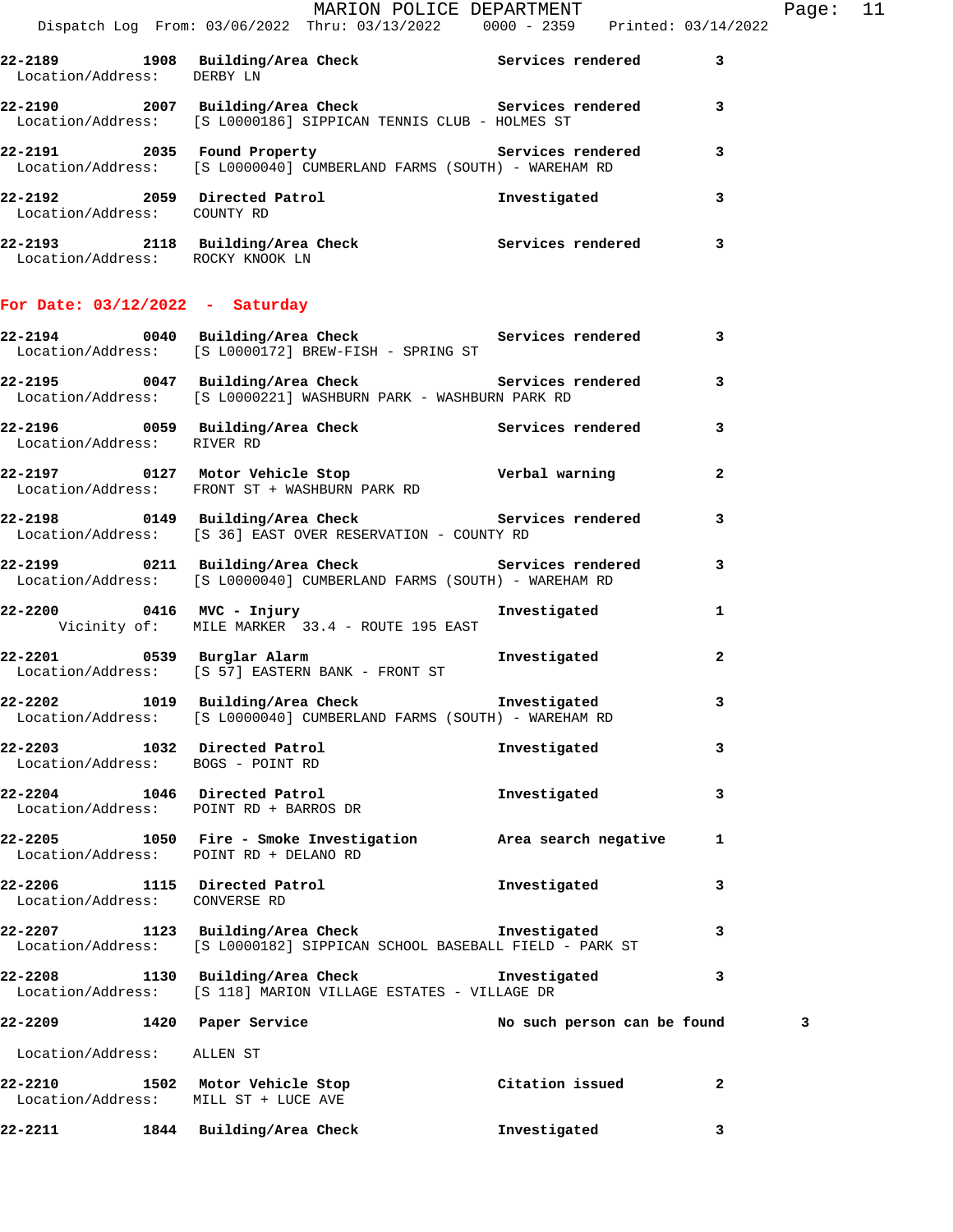22-2189 1908 Building/Area Check Services rendered 3
Location/Address: DERBY LN

22-2190 2007 Building/Area Check Services rendered 3
Location/Address: [S L0000186] SIPPICAN TENNIS CLUB - HOLMES ST

22-2191 2035 Found Property Services rendered 3
Location/Address: [S L0000040] CUMBERLAND FARMS (SOUTH) - WAREHAM RD

22-2192 2059 Directed Patrol Investigated 3
Location/Address: COUNTY RD

22-2193 2118 Building/Area Check Services rendered 3
Location/Address: ROCKY KNOOK LN

## For Date: 03/12/2022 - Saturday

22-2194 0040 Building/Area Check Services rendered 3
Location/Address: [S L0000172] BREW-FISH - SPRING ST

22-2195 0047 Building/Area Check Services rendered 3
Location/Address: [S L0000221] WASHBURN PARK - WASHBURN PARK RD

22-2196 0059 Building/Area Check Services rendered 3
Location/Address: RIVER RD

22-2197 0127 Motor Vehicle Stop Verbal warning 2
Location/Address: FRONT ST + WASHBURN PARK RD

22-2198 0149 Building/Area Check Services rendered 3
Location/Address: [S 36] EAST OVER RESERVATION - COUNTY RD

22-2199 0211 Building/Area Check Services rendered 3
Location/Address: [S L0000040] CUMBERLAND FARMS (SOUTH) - WAREHAM RD

22-2200 0416 MVC - Injury Investigated 1
Vicinity of: MILE MARKER 33.4 - ROUTE 195 EAST

22-2201 0539 Burglar Alarm Investigated 2
Location/Address: [S 57] EASTERN BANK - FRONT ST

22-2202 1019 Building/Area Check Investigated 3
Location/Address: [S L0000040] CUMBERLAND FARMS (SOUTH) - WAREHAM RD

22-2203 1032 Directed Patrol Investigated 3
Location/Address: BOGS - POINT RD

22-2204 1046 Directed Patrol Investigated 3
Location/Address: POINT RD + BARROS DR

22-2205 1050 Fire - Smoke Investigation Area search negative 1
Location/Address: POINT RD + DELANO RD

22-2206 1115 Directed Patrol Investigated 3
Location/Address: CONVERSE RD

22-2207 1123 Building/Area Check Investigated 3
Location/Address: [S L0000182] SIPPICAN SCHOOL BASEBALL FIELD - PARK ST

22-2208 1130 Building/Area Check Investigated 3
Location/Address: [S 118] MARION VILLAGE ESTATES - VILLAGE DR

22-2209 1420 Paper Service No such person can be found 3
Location/Address: ALLEN ST

22-2210 1502 Motor Vehicle Stop Citation issued 2
Location/Address: MILL ST + LUCE AVE

22-2211 1844 Building/Area Check Investigated 3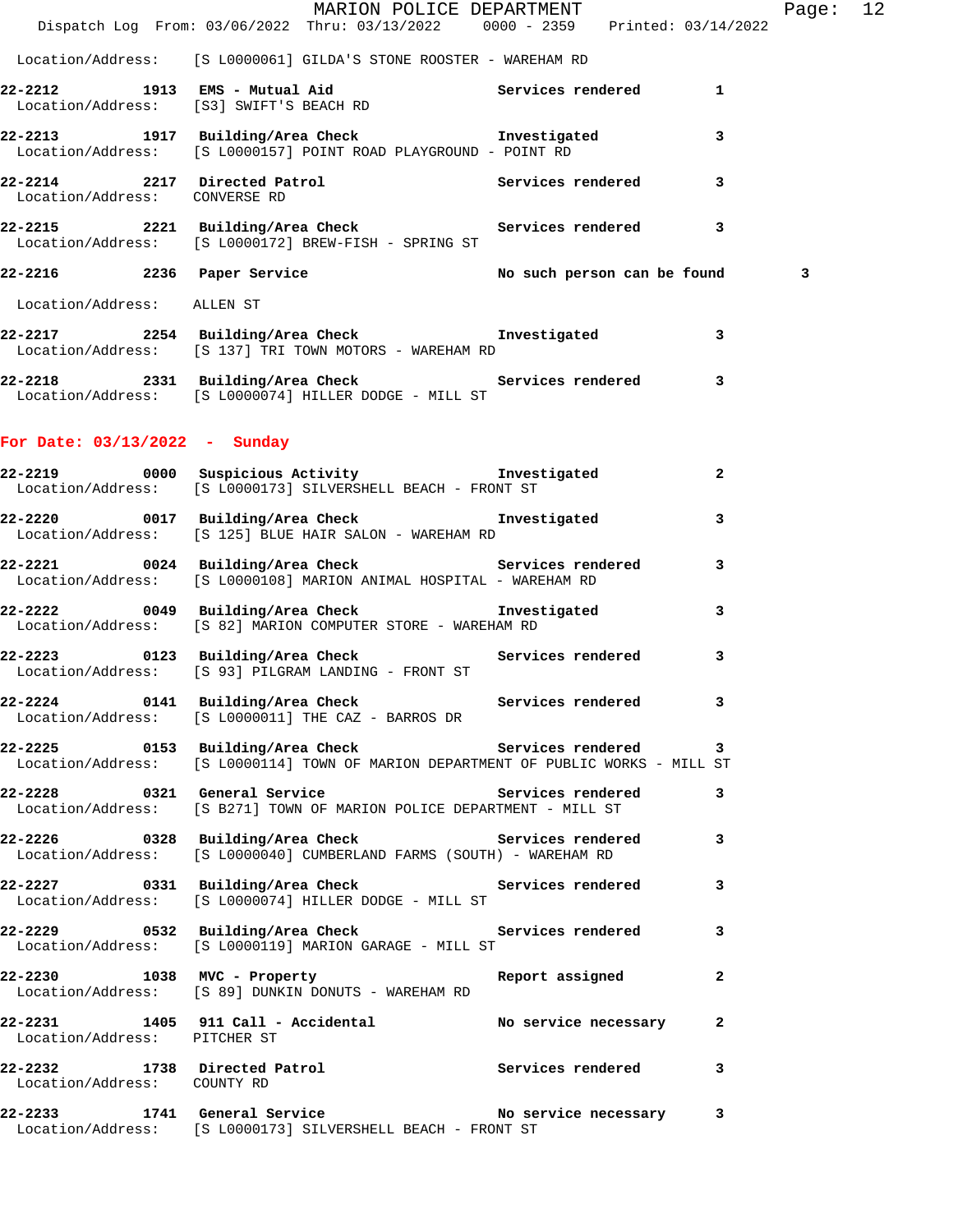Location/Address: [S L0000061] GILDA'S STONE ROOSTER - WAREHAM RD

**22-2212 1913 EMS - Mutual Aid** Services rendered 1
Location/Address: [S3] SWIFT'S BEACH RD

**22-2213 1917 Building/Area Check** Investigated 3
Location/Address: [S L0000157] POINT ROAD PLAYGROUND - POINT RD

**22-2214 2217 Directed Patrol** Services rendered 3
Location/Address: CONVERSE RD

**22-2215 2221 Building/Area Check** Services rendered 3
Location/Address: [S L0000172] BREW-FISH - SPRING ST

**22-2216 2236 Paper Service** No such person can be found 3
Location/Address: ALLEN ST

**22-2217 2254 Building/Area Check** Investigated 3
Location/Address: [S 137] TRI TOWN MOTORS - WAREHAM RD

**22-2218 2331 Building/Area Check** Services rendered 3
Location/Address: [S L0000074] HILLER DODGE - MILL ST

## For Date: 03/13/2022 - Sunday

**22-2219 0000 Suspicious Activity** Investigated 2
Location/Address: [S L0000173] SILVERSHELL BEACH - FRONT ST

**22-2220 0017 Building/Area Check** Investigated 3
Location/Address: [S 125] BLUE HAIR SALON - WAREHAM RD

**22-2221 0024 Building/Area Check** Services rendered 3
Location/Address: [S L0000108] MARION ANIMAL HOSPITAL - WAREHAM RD

**22-2222 0049 Building/Area Check** Investigated 3
Location/Address: [S 82] MARION COMPUTER STORE - WAREHAM RD

**22-2223 0123 Building/Area Check** Services rendered 3
Location/Address: [S 93] PILGRAM LANDING - FRONT ST

**22-2224 0141 Building/Area Check** Services rendered 3
Location/Address: [S L0000011] THE CAZ - BARROS DR

**22-2225 0153 Building/Area Check** Services rendered 3
Location/Address: [S L0000114] TOWN OF MARION DEPARTMENT OF PUBLIC WORKS - MILL ST

**22-2228 0321 General Service** Services rendered 3
Location/Address: [S B271] TOWN OF MARION POLICE DEPARTMENT - MILL ST

**22-2226 0328 Building/Area Check** Services rendered 3
Location/Address: [S L0000040] CUMBERLAND FARMS (SOUTH) - WAREHAM RD

**22-2227 0331 Building/Area Check** Services rendered 3
Location/Address: [S L0000074] HILLER DODGE - MILL ST

**22-2229 0532 Building/Area Check** Services rendered 3
Location/Address: [S L0000119] MARION GARAGE - MILL ST

**22-2230 1038 MVC - Property** Report assigned 2
Location/Address: [S 89] DUNKIN DONUTS - WAREHAM RD

**22-2231 1405 911 Call - Accidental** No service necessary 2
Location/Address: PITCHER ST

**22-2232 1738 Directed Patrol** Services rendered 3
Location/Address: COUNTY RD

**22-2233 1741 General Service** No service necessary 3
Location/Address: [S L0000173] SILVERSHELL BEACH - FRONT ST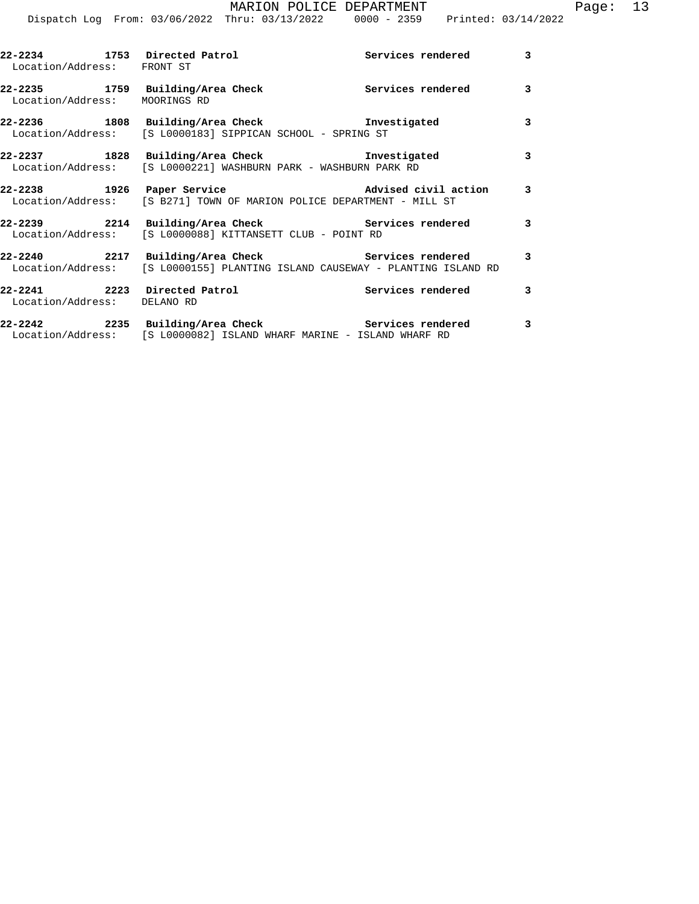**22-2234 1753 Directed Patrol Services rendered 3**
Location/Address: FRONT ST

**22-2235 1759 Building/Area Check Services rendered 3**
Location/Address: MOORINGS RD

**22-2236 1808 Building/Area Check Investigated 3**
Location/Address: [S L0000183] SIPPICAN SCHOOL - SPRING ST

**22-2237 1828 Building/Area Check Investigated 3**
Location/Address: [S L0000221] WASHBURN PARK - WASHBURN PARK RD

**22-2238 1926 Paper Service Advised civil action 3**
Location/Address: [S B271] TOWN OF MARION POLICE DEPARTMENT - MILL ST

**22-2239 2214 Building/Area Check Services rendered 3**
Location/Address: [S L0000088] KITTANSETT CLUB - POINT RD

**22-2240 2217 Building/Area Check Services rendered 3**
Location/Address: [S L0000155] PLANTING ISLAND CAUSEWAY - PLANTING ISLAND RD

**22-2241 2223 Directed Patrol Services rendered 3**
Location/Address: DELANO RD

**22-2242 2235 Building/Area Check Services rendered 3**
Location/Address: [S L0000082] ISLAND WHARF MARINE - ISLAND WHARF RD